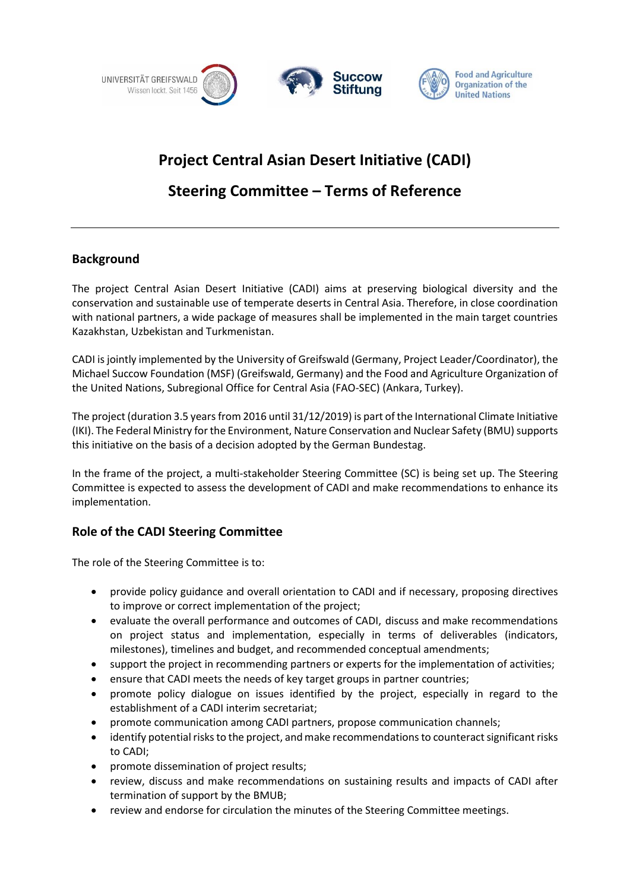# Project Central Asian Desert Initiative (CADI)

# Steering Committee – Terms of Reference

## Background

The project Central Asian Desert Initiative (CADI) aims at preserving biological diversity and the conservation and sustainable use of temperate deserts in Central Asia. Therefore, in close coordination with national partners, a wide package of measures shall be implemented in the main target countries Kazakhstan, Uzbekistan and Turkmenistan.

CADI is jointly implemented by the University of Greifswald (Germany, Project Leader/Coordinator), the Michael Succow Foundation (MSF) (Greifswald, Germany) and the Food and Agriculture Organization of the United Nations, Subregional Office for Central Asia (FAO-SEC) (Ankara, Turkey).

The project (duration 3.5 years from 2016 until 31/12/2019) is part of the International Climate Initiative (IKI). The Federal Ministry for the Environment, Nature Conservation and Nuclear Safety (BMU) supports this initiative on the basis of a decision adopted by the German Bundestag.

In the frame of the project, a multi-stakeholder Steering Committee (SC) is being set up. The Steering Committee is expected to assess the development of CADI and make recommendations to enhance its implementation.

## Role of the CADI Steering Committee

The role of the Steering Committee is to:

- provide policy guidance and overall orientation to CADI and if necessary, proposing directives to improve or correct implementation of the project;
- evaluate the overall performance and outcomes of CADI, discuss and make recommendations on project status and implementation, especially in terms of deliverables (indicators, milestones), timelines and budget, and recommended conceptual amendments;
- support the project in recommending partners or experts for the implementation of activities;
- ensure that CADI meets the needs of key target groups in partner countries;
- promote policy dialogue on issues identified by the project, especially in regard to the establishment of a CADI interim secretariat;
- promote communication among CADI partners, propose communication channels;
- identify potential risks to the project, and make recommendations to counteract significant risks to CADI;
- promote dissemination of project results;
- review, discuss and make recommendations on sustaining results and impacts of CADI after termination of support by the BMUB;
- review and endorse for circulation the minutes of the Steering Committee meetings.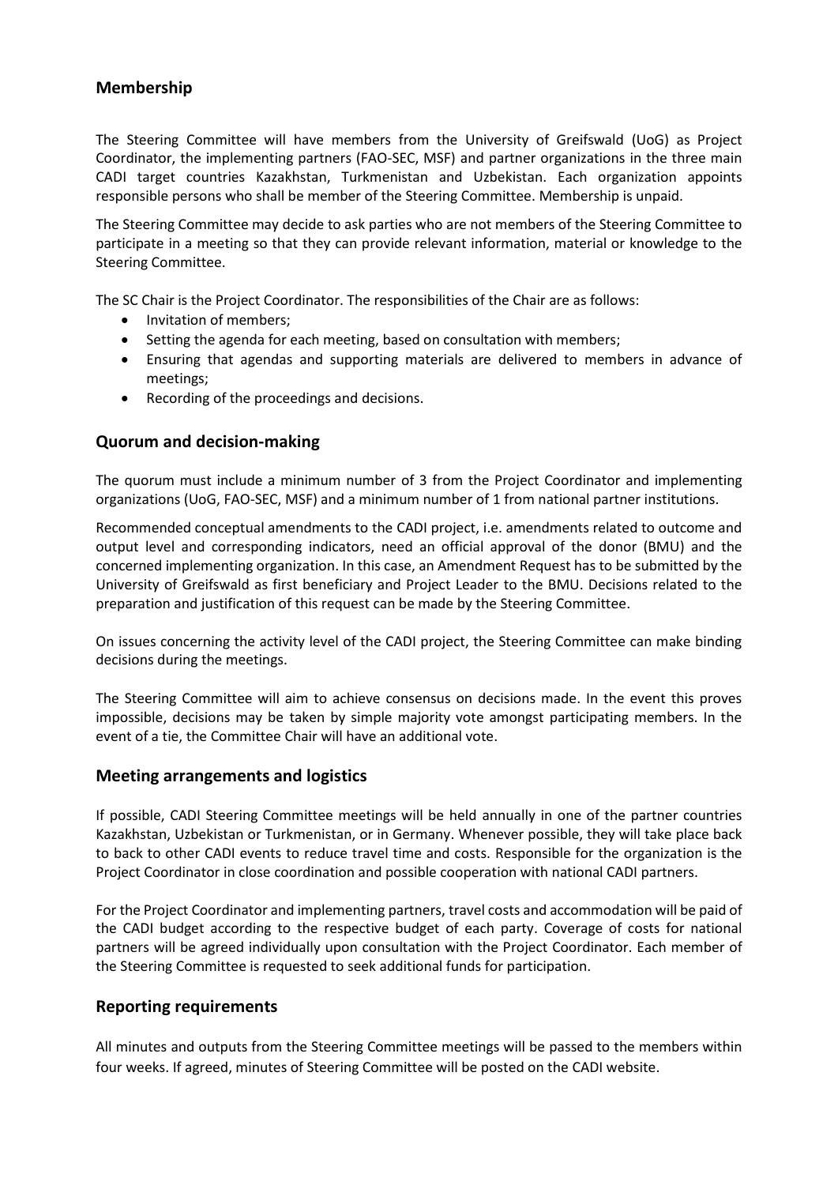## Membership

The Steering Committee will have members from the University of Greifswald (UoG) as Project Coordinator, the implementing partners (FAO-SEC, MSF) and partner organizations in the three main CADI target countries Kazakhstan, Turkmenistan and Uzbekistan. Each organization appoints responsible persons who shall be member of the Steering Committee. Membership is unpaid.

The Steering Committee may decide to ask parties who are not members of the Steering Committee to participate in a meeting so that they can provide relevant information, material or knowledge to the Steering Committee.

The SC Chair is the Project Coordinator. The responsibilities of the Chair are as follows:

- Invitation of members;
- Setting the agenda for each meeting, based on consultation with members;
- Ensuring that agendas and supporting materials are delivered to members in advance of meetings;
- Recording of the proceedings and decisions.

## Quorum and decision-making

The quorum must include a minimum number of 3 from the Project Coordinator and implementing organizations (UoG, FAO-SEC, MSF) and a minimum number of 1 from national partner institutions.

Recommended conceptual amendments to the CADI project, i.e. amendments related to outcome and output level and corresponding indicators, need an official approval of the donor (BMU) and the concerned implementing organization. In this case, an Amendment Request has to be submitted by the University of Greifswald as first beneficiary and Project Leader to the BMU. Decisions related to the preparation and justification of this request can be made by the Steering Committee.

On issues concerning the activity level of the CADI project, the Steering Committee can make binding decisions during the meetings.

The Steering Committee will aim to achieve consensus on decisions made. In the event this proves impossible, decisions may be taken by simple majority vote amongst participating members. In the event of a tie, the Committee Chair will have an additional vote.

## Meeting arrangements and logistics

If possible, CADI Steering Committee meetings will be held annually in one of the partner countries Kazakhstan, Uzbekistan or Turkmenistan, or in Germany. Whenever possible, they will take place back to back to other CADI events to reduce travel time and costs. Responsible for the organization is the Project Coordinator in close coordination and possible cooperation with national CADI partners.

For the Project Coordinator and implementing partners, travel costs and accommodation will be paid of the CADI budget according to the respective budget of each party. Coverage of costs for national partners will be agreed individually upon consultation with the Project Coordinator. Each member of the Steering Committee is requested to seek additional funds for participation.

## Reporting requirements

All minutes and outputs from the Steering Committee meetings will be passed to the members within four weeks. If agreed, minutes of Steering Committee will be posted on the CADI website.